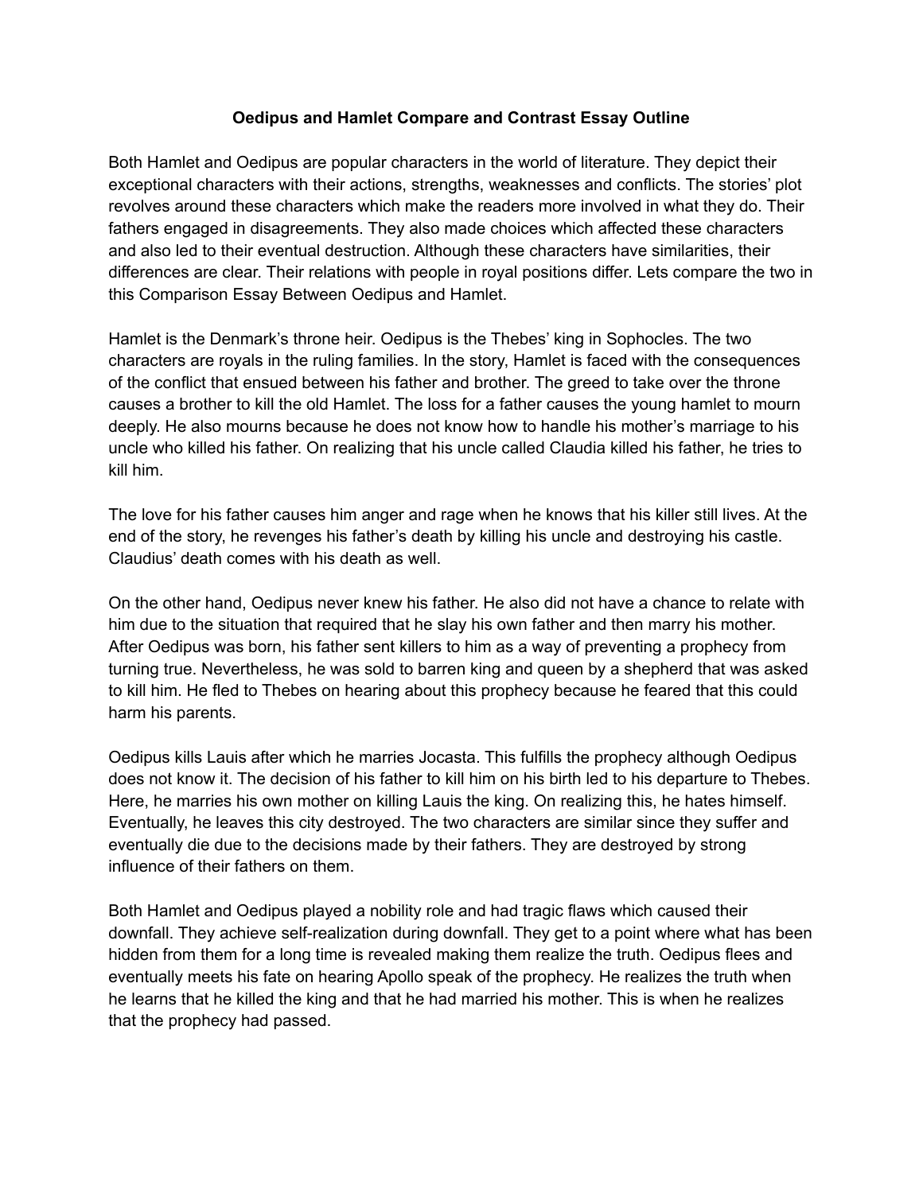**Oedipus and Hamlet Compare and Contrast Essay Outline**

Both Hamlet and Oedipus are popular characters in the world of literature. They depict their exceptional characters with their actions, strengths, weaknesses and conflicts. The stories' plot revolves around these characters which make the readers more involved in what they do. Their fathers engaged in disagreements. They also made choices which affected these characters and also led to their eventual destruction. Although these characters have similarities, their differences are clear. Their relations with people in royal positions differ. Lets compare the two in this Comparison Essay Between Oedipus and Hamlet.

Hamlet is the Denmark's throne heir. Oedipus is the Thebes' king in Sophocles. The two characters are royals in the ruling families. In the story, Hamlet is faced with the consequences of the conflict that ensued between his father and brother. The greed to take over the throne causes a brother to kill the old Hamlet. The loss for a father causes the young hamlet to mourn deeply. He also mourns because he does not know how to handle his mother's marriage to his uncle who killed his father. On realizing that his uncle called Claudia killed his father, he tries to kill him.

The love for his father causes him anger and rage when he knows that his killer still lives. At the end of the story, he revenges his father's death by killing his uncle and destroying his castle. Claudius' death comes with his death as well.

On the other hand, Oedipus never knew his father. He also did not have a chance to relate with him due to the situation that required that he slay his own father and then marry his mother. After Oedipus was born, his father sent killers to him as a way of preventing a prophecy from turning true. Nevertheless, he was sold to barren king and queen by a shepherd that was asked to kill him. He fled to Thebes on hearing about this prophecy because he feared that this could harm his parents.

Oedipus kills Lauis after which he marries Jocasta. This fulfills the prophecy although Oedipus does not know it. The decision of his father to kill him on his birth led to his departure to Thebes. Here, he marries his own mother on killing Lauis the king. On realizing this, he hates himself. Eventually, he leaves this city destroyed. The two characters are similar since they suffer and eventually die due to the decisions made by their fathers. They are destroyed by strong influence of their fathers on them.

Both Hamlet and Oedipus played a nobility role and had tragic flaws which caused their downfall. They achieve self-realization during downfall. They get to a point where what has been hidden from them for a long time is revealed making them realize the truth. Oedipus flees and eventually meets his fate on hearing Apollo speak of the prophecy. He realizes the truth when he learns that he killed the king and that he had married his mother. This is when he realizes that the prophecy had passed.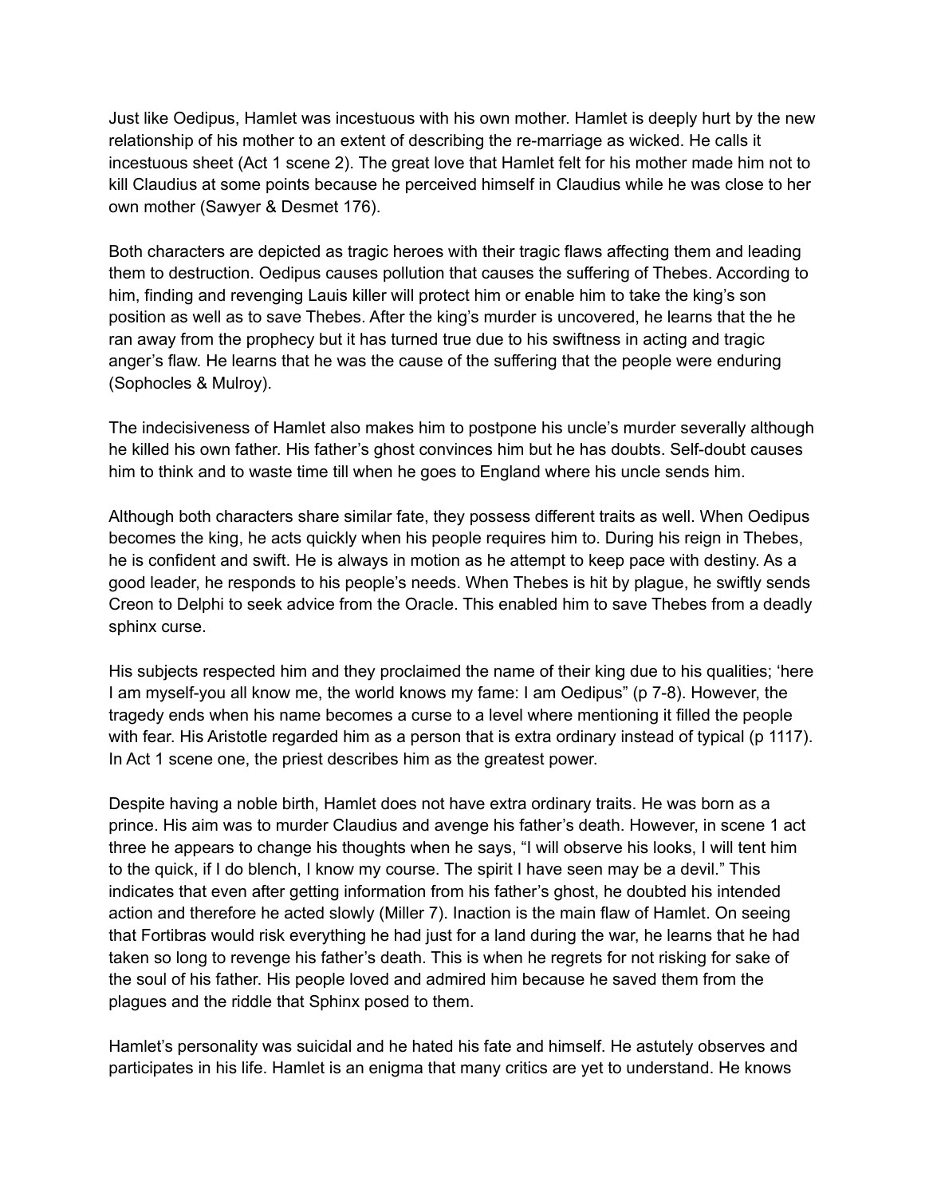Just like Oedipus, Hamlet was incestuous with his own mother. Hamlet is deeply hurt by the new relationship of his mother to an extent of describing the re-marriage as wicked. He calls it incestuous sheet (Act 1 scene 2). The great love that Hamlet felt for his mother made him not to kill Claudius at some points because he perceived himself in Claudius while he was close to her own mother (Sawyer & Desmet 176).

Both characters are depicted as tragic heroes with their tragic flaws affecting them and leading them to destruction. Oedipus causes pollution that causes the suffering of Thebes. According to him, finding and revenging Lauis killer will protect him or enable him to take the king's son position as well as to save Thebes. After the king's murder is uncovered, he learns that the he ran away from the prophecy but it has turned true due to his swiftness in acting and tragic anger's flaw. He learns that he was the cause of the suffering that the people were enduring (Sophocles & Mulroy).

The indecisiveness of Hamlet also makes him to postpone his uncle's murder severally although he killed his own father. His father's ghost convinces him but he has doubts. Self-doubt causes him to think and to waste time till when he goes to England where his uncle sends him.

Although both characters share similar fate, they possess different traits as well. When Oedipus becomes the king, he acts quickly when his people requires him to. During his reign in Thebes, he is confident and swift. He is always in motion as he attempt to keep pace with destiny. As a good leader, he responds to his people's needs. When Thebes is hit by plague, he swiftly sends Creon to Delphi to seek advice from the Oracle. This enabled him to save Thebes from a deadly sphinx curse.

His subjects respected him and they proclaimed the name of their king due to his qualities; 'here I am myself-you all know me, the world knows my fame: I am Oedipus" (p 7-8). However, the tragedy ends when his name becomes a curse to a level where mentioning it filled the people with fear. His Aristotle regarded him as a person that is extra ordinary instead of typical (p 1117). In Act 1 scene one, the priest describes him as the greatest power.

Despite having a noble birth, Hamlet does not have extra ordinary traits. He was born as a prince. His aim was to murder Claudius and avenge his father's death. However, in scene 1 act three he appears to change his thoughts when he says, "I will observe his looks, I will tent him to the quick, if I do blench, I know my course. The spirit I have seen may be a devil." This indicates that even after getting information from his father's ghost, he doubted his intended action and therefore he acted slowly (Miller 7). Inaction is the main flaw of Hamlet. On seeing that Fortibras would risk everything he had just for a land during the war, he learns that he had taken so long to revenge his father's death. This is when he regrets for not risking for sake of the soul of his father. His people loved and admired him because he saved them from the plagues and the riddle that Sphinx posed to them.

Hamlet's personality was suicidal and he hated his fate and himself. He astutely observes and participates in his life. Hamlet is an enigma that many critics are yet to understand. He knows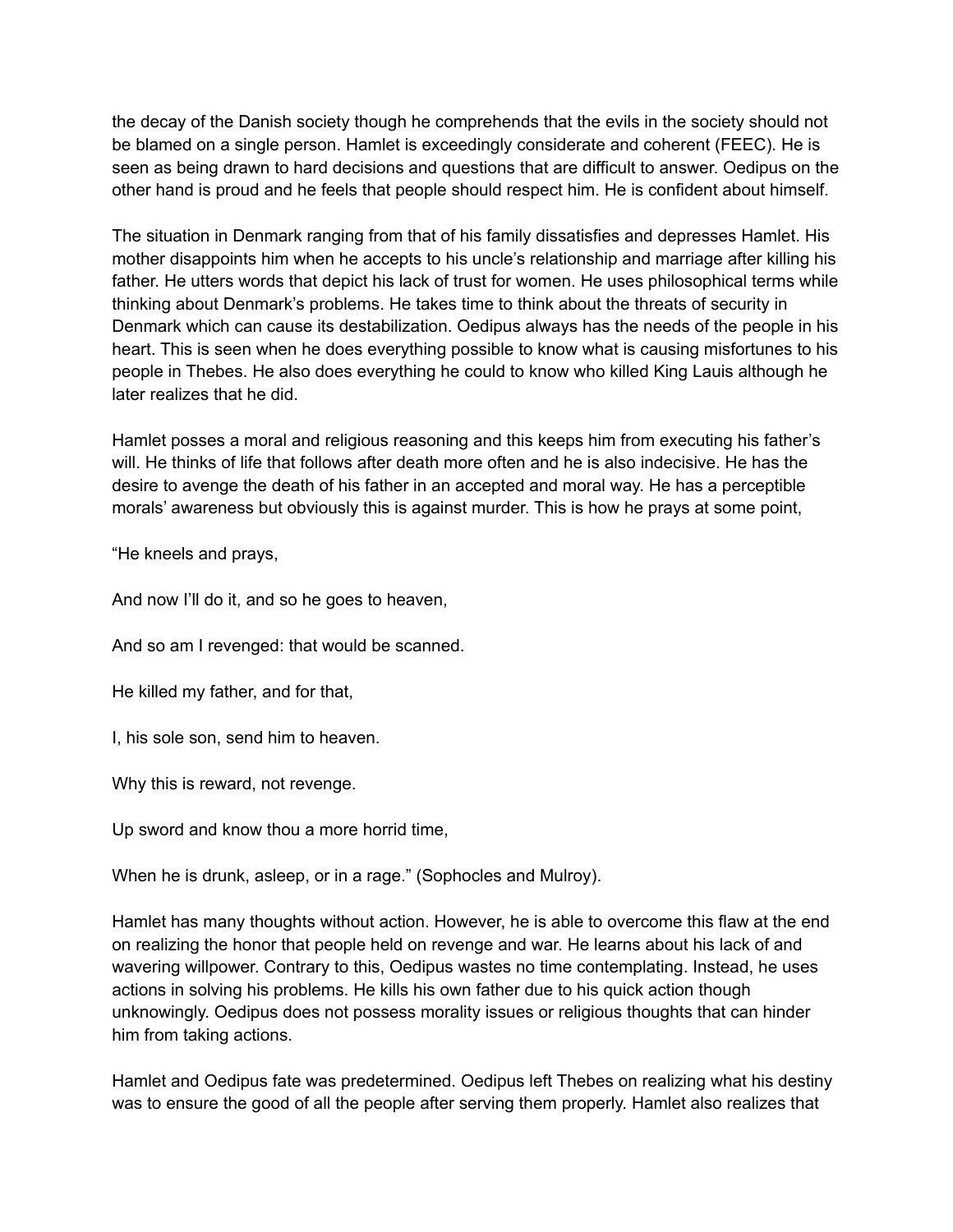the decay of the Danish society though he comprehends that the evils in the society should not be blamed on a single person. Hamlet is exceedingly considerate and coherent (FEEC). He is seen as being drawn to hard decisions and questions that are difficult to answer. Oedipus on the other hand is proud and he feels that people should respect him. He is confident about himself.

The situation in Denmark ranging from that of his family dissatisfies and depresses Hamlet. His mother disappoints him when he accepts to his uncle's relationship and marriage after killing his father. He utters words that depict his lack of trust for women. He uses philosophical terms while thinking about Denmark's problems. He takes time to think about the threats of security in Denmark which can cause its destabilization. Oedipus always has the needs of the people in his heart. This is seen when he does everything possible to know what is causing misfortunes to his people in Thebes. He also does everything he could to know who killed King Lauis although he later realizes that he did.

Hamlet posses a moral and religious reasoning and this keeps him from executing his father's will. He thinks of life that follows after death more often and he is also indecisive. He has the desire to avenge the death of his father in an accepted and moral way. He has a perceptible morals' awareness but obviously this is against murder. This is how he prays at some point,

"He kneels and prays,

And now I'll do it, and so he goes to heaven,

And so am I revenged: that would be scanned.

He killed my father, and for that,

I, his sole son, send him to heaven.

Why this is reward, not revenge.

Up sword and know thou a more horrid time,

When he is drunk, asleep, or in a rage." (Sophocles and Mulroy).

Hamlet has many thoughts without action. However, he is able to overcome this flaw at the end on realizing the honor that people held on revenge and war. He learns about his lack of and wavering willpower. Contrary to this, Oedipus wastes no time contemplating. Instead, he uses actions in solving his problems. He kills his own father due to his quick action though unknowingly. Oedipus does not possess morality issues or religious thoughts that can hinder him from taking actions.

Hamlet and Oedipus fate was predetermined. Oedipus left Thebes on realizing what his destiny was to ensure the good of all the people after serving them properly. Hamlet also realizes that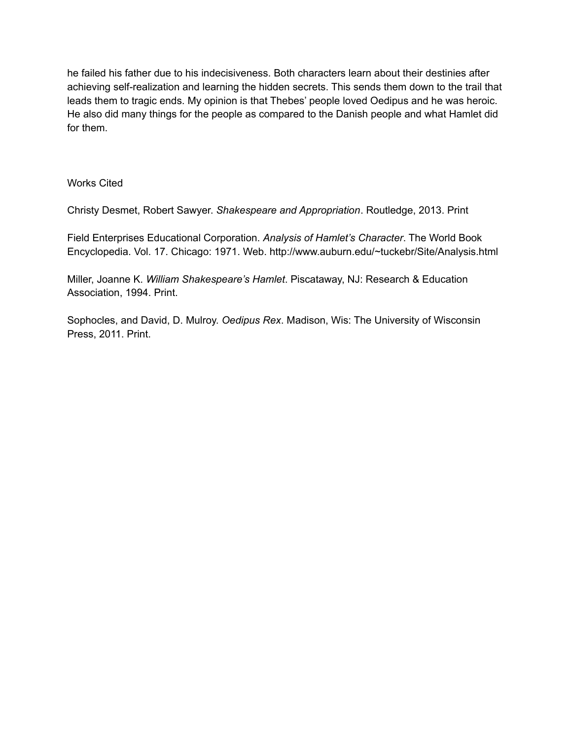he failed his father due to his indecisiveness. Both characters learn about their destinies after achieving self-realization and learning the hidden secrets. This sends them down to the trail that leads them to tragic ends. My opinion is that Thebes' people loved Oedipus and he was heroic. He also did many things for the people as compared to the Danish people and what Hamlet did for them.

Works Cited

Christy Desmet, Robert Sawyer. *Shakespeare and Appropriation*. Routledge, 2013. Print

Field Enterprises Educational Corporation. *Analysis of Hamlet's Character*. The World Book Encyclopedia. Vol. 17. Chicago: 1971. Web. http://www.auburn.edu/~tuckebr/Site/Analysis.html

Miller, Joanne K. *William Shakespeare's Hamlet*. Piscataway, NJ: Research & Education Association, 1994. Print.

Sophocles, and David, D. Mulroy. *Oedipus Rex*. Madison, Wis: The University of Wisconsin Press, 2011. Print.